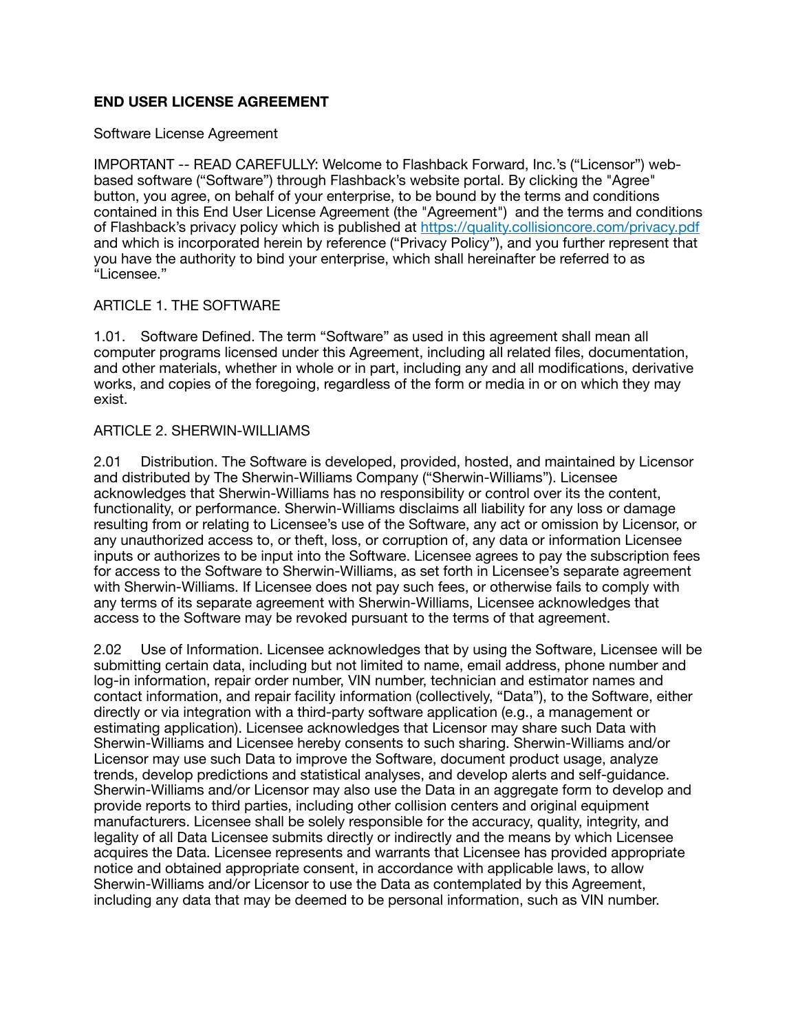# END USER LICENSE AGREEMENT

Software License Agreement

IMPORTANT -- READ CAREFULLY: Welcome to Flashback Forward, Inc.'s ("Licensor") web-based software ("Software") through Flashback's website portal. By clicking the "Agree" button, you agree, on behalf of your enterprise, to be bound by the terms and conditions contained in this End User License Agreement (the "Agreement") and the terms and conditions of Flashback's privacy policy which is published at [https://quality.collisioncore.com/privacy.pdf](https://quality.collisioncore.com/privacy.pdf) and which is incorporated herein by reference ("Privacy Policy"), and you further represent that you have the authority to bind your enterprise, which shall hereinafter be referred to as "Licensee."

## ARTICLE 1. THE SOFTWARE

1.01. Software Defined. The term "Software" as used in this agreement shall mean all computer programs licensed under this Agreement, including all related files, documentation, and other materials, whether in whole or in part, including any and all modifications, derivative works, and copies of the foregoing, regardless of the form or media in or on which they may exist.

## ARTICLE 2. SHERWIN-WILLIAMS

2.01 Distribution. The Software is developed, provided, hosted, and maintained by Licensor and distributed by The Sherwin-Williams Company ("Sherwin-Williams"). Licensee acknowledges that Sherwin-Williams has no responsibility or control over its the content, functionality, or performance. Sherwin-Williams disclaims all liability for any loss or damage resulting from or relating to Licensee's use of the Software, any act or omission by Licensor, or any unauthorized access to, or theft, loss, or corruption of, any data or information Licensee inputs or authorizes to be input into the Software. Licensee agrees to pay the subscription fees for access to the Software to Sherwin-Williams, as set forth in Licensee's separate agreement with Sherwin-Williams. If Licensee does not pay such fees, or otherwise fails to comply with any terms of its separate agreement with Sherwin-Williams, Licensee acknowledges that access to the Software may be revoked pursuant to the terms of that agreement.

2.02 Use of Information. Licensee acknowledges that by using the Software, Licensee will be submitting certain data, including but not limited to name, email address, phone number and log-in information, repair order number, VIN number, technician and estimator names and contact information, and repair facility information (collectively, "Data"), to the Software, either directly or via integration with a third-party software application (e.g., a management or estimating application). Licensee acknowledges that Licensor may share such Data with Sherwin-Williams and Licensee hereby consents to such sharing. Sherwin-Williams and/or Licensor may use such Data to improve the Software, document product usage, analyze trends, develop predictions and statistical analyses, and develop alerts and self-guidance. Sherwin-Williams and/or Licensor may also use the Data in an aggregate form to develop and provide reports to third parties, including other collision centers and original equipment manufacturers. Licensee shall be solely responsible for the accuracy, quality, integrity, and legality of all Data Licensee submits directly or indirectly and the means by which Licensee acquires the Data. Licensee represents and warrants that Licensee has provided appropriate notice and obtained appropriate consent, in accordance with applicable laws, to allow Sherwin-Williams and/or Licensor to use the Data as contemplated by this Agreement, including any data that may be deemed to be personal information, such as VIN number.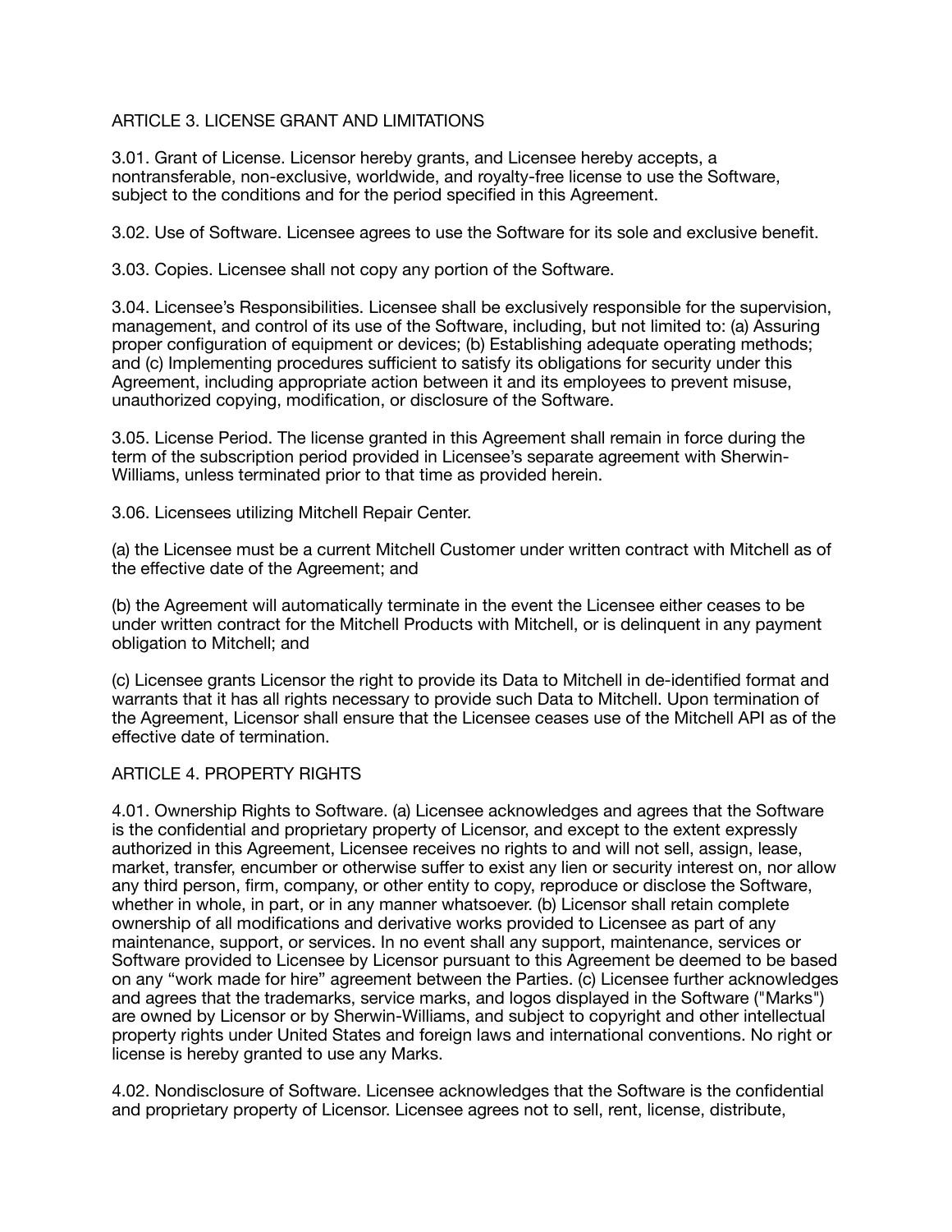## ARTICLE 3. LICENSE GRANT AND LIMITATIONS

3.01. Grant of License. Licensor hereby grants, and Licensee hereby accepts, a nontransferable, non-exclusive, worldwide, and royalty-free license to use the Software, subject to the conditions and for the period specified in this Agreement.

3.02. Use of Software. Licensee agrees to use the Software for its sole and exclusive benefit.

3.03. Copies. Licensee shall not copy any portion of the Software.

3.04. Licensee's Responsibilities. Licensee shall be exclusively responsible for the supervision, management, and control of its use of the Software, including, but not limited to: (a) Assuring proper configuration of equipment or devices; (b) Establishing adequate operating methods; and (c) Implementing procedures sufficient to satisfy its obligations for security under this Agreement, including appropriate action between it and its employees to prevent misuse, unauthorized copying, modification, or disclosure of the Software.

3.05. License Period. The license granted in this Agreement shall remain in force during the term of the subscription period provided in Licensee's separate agreement with Sherwin-Williams, unless terminated prior to that time as provided herein.

3.06. Licensees utilizing Mitchell Repair Center.

(a) the Licensee must be a current Mitchell Customer under written contract with Mitchell as of the effective date of the Agreement; and

(b) the Agreement will automatically terminate in the event the Licensee either ceases to be under written contract for the Mitchell Products with Mitchell, or is delinquent in any payment obligation to Mitchell; and

(c) Licensee grants Licensor the right to provide its Data to Mitchell in de-identified format and warrants that it has all rights necessary to provide such Data to Mitchell. Upon termination of the Agreement, Licensor shall ensure that the Licensee ceases use of the Mitchell API as of the effective date of termination.

## ARTICLE 4. PROPERTY RIGHTS

4.01. Ownership Rights to Software. (a) Licensee acknowledges and agrees that the Software is the confidential and proprietary property of Licensor, and except to the extent expressly authorized in this Agreement, Licensee receives no rights to and will not sell, assign, lease, market, transfer, encumber or otherwise suffer to exist any lien or security interest on, nor allow any third person, firm, company, or other entity to copy, reproduce or disclose the Software, whether in whole, in part, or in any manner whatsoever. (b) Licensor shall retain complete ownership of all modifications and derivative works provided to Licensee as part of any maintenance, support, or services. In no event shall any support, maintenance, services or Software provided to Licensee by Licensor pursuant to this Agreement be deemed to be based on any "work made for hire" agreement between the Parties. (c) Licensee further acknowledges and agrees that the trademarks, service marks, and logos displayed in the Software ("Marks") are owned by Licensor or by Sherwin-Williams, and subject to copyright and other intellectual property rights under United States and foreign laws and international conventions. No right or license is hereby granted to use any Marks.

4.02. Nondisclosure of Software. Licensee acknowledges that the Software is the confidential and proprietary property of Licensor. Licensee agrees not to sell, rent, license, distribute,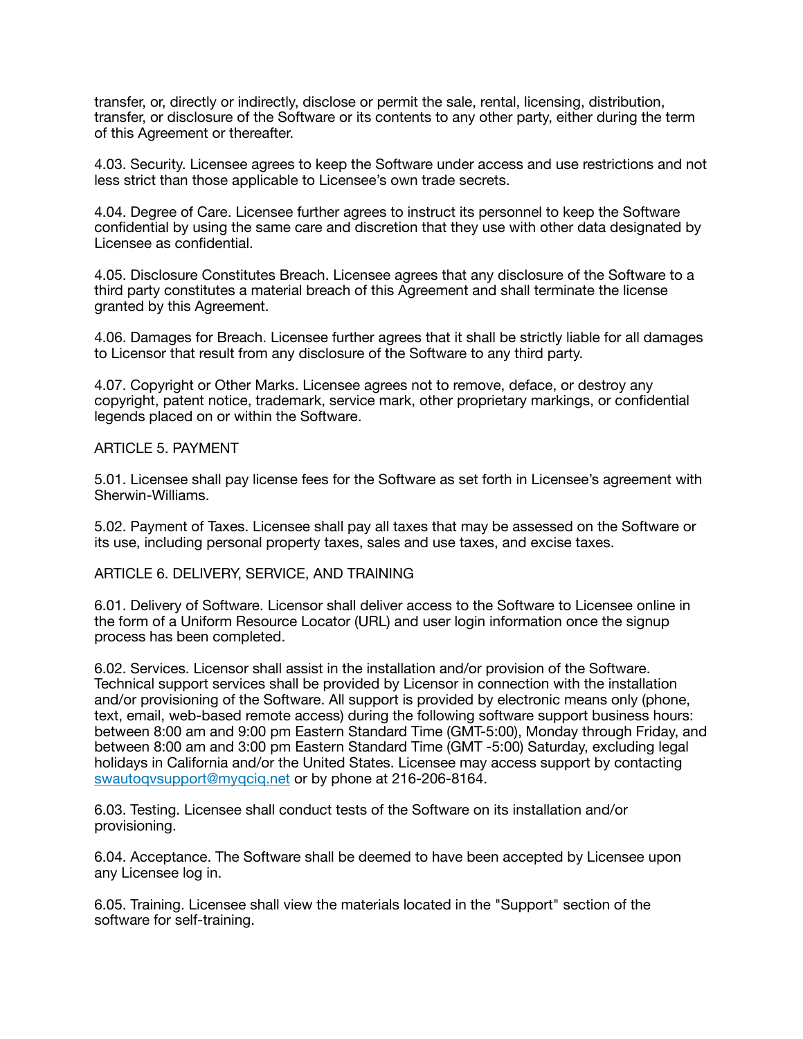transfer, or, directly or indirectly, disclose or permit the sale, rental, licensing, distribution, transfer, or disclosure of the Software or its contents to any other party, either during the term of this Agreement or thereafter.

4.03. Security. Licensee agrees to keep the Software under access and use restrictions and not less strict than those applicable to Licensee's own trade secrets.

4.04. Degree of Care. Licensee further agrees to instruct its personnel to keep the Software confidential by using the same care and discretion that they use with other data designated by Licensee as confidential.

4.05. Disclosure Constitutes Breach. Licensee agrees that any disclosure of the Software to a third party constitutes a material breach of this Agreement and shall terminate the license granted by this Agreement.

4.06. Damages for Breach. Licensee further agrees that it shall be strictly liable for all damages to Licensor that result from any disclosure of the Software to any third party.

4.07. Copyright or Other Marks. Licensee agrees not to remove, deface, or destroy any copyright, patent notice, trademark, service mark, other proprietary markings, or confidential legends placed on or within the Software.

ARTICLE 5. PAYMENT

5.01. Licensee shall pay license fees for the Software as set forth in Licensee's agreement with Sherwin-Williams.

5.02. Payment of Taxes. Licensee shall pay all taxes that may be assessed on the Software or its use, including personal property taxes, sales and use taxes, and excise taxes.

ARTICLE 6. DELIVERY, SERVICE, AND TRAINING

6.01. Delivery of Software. Licensor shall deliver access to the Software to Licensee online in the form of a Uniform Resource Locator (URL) and user login information once the signup process has been completed.

6.02. Services. Licensor shall assist in the installation and/or provision of the Software. Technical support services shall be provided by Licensor in connection with the installation and/or provisioning of the Software. All support is provided by electronic means only (phone, text, email, web-based remote access) during the following software support business hours: between 8:00 am and 9:00 pm Eastern Standard Time (GMT-5:00), Monday through Friday, and between 8:00 am and 3:00 pm Eastern Standard Time (GMT -5:00) Saturday, excluding legal holidays in California and/or the United States. Licensee may access support by contacting swautoqvsupport@myqciq.net or by phone at 216-206-8164.

6.03. Testing. Licensee shall conduct tests of the Software on its installation and/or provisioning.

6.04. Acceptance. The Software shall be deemed to have been accepted by Licensee upon any Licensee log in.

6.05. Training. Licensee shall view the materials located in the "Support" section of the software for self-training.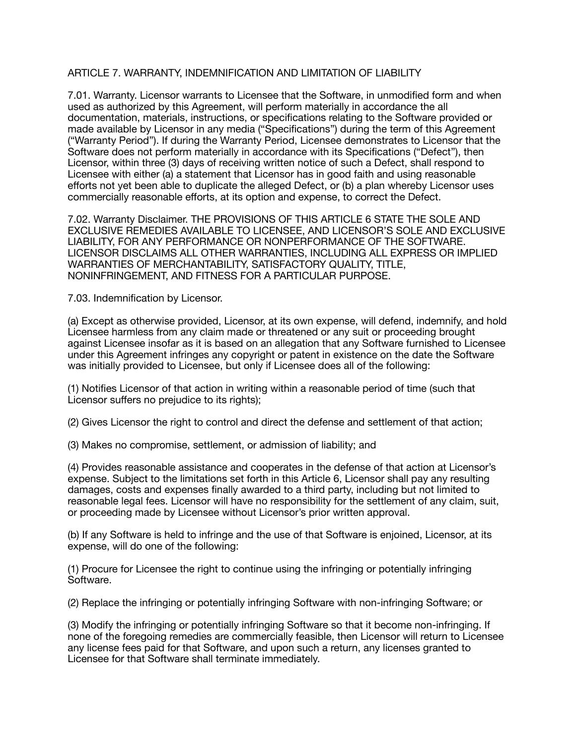ARTICLE 7. WARRANTY, INDEMNIFICATION AND LIMITATION OF LIABILITY

7.01. Warranty. Licensor warrants to Licensee that the Software, in unmodified form and when used as authorized by this Agreement, will perform materially in accordance the all documentation, materials, instructions, or specifications relating to the Software provided or made available by Licensor in any media ("Specifications") during the term of this Agreement ("Warranty Period"). If during the Warranty Period, Licensee demonstrates to Licensor that the Software does not perform materially in accordance with its Specifications ("Defect"), then Licensor, within three (3) days of receiving written notice of such a Defect, shall respond to Licensee with either (a) a statement that Licensor has in good faith and using reasonable efforts not yet been able to duplicate the alleged Defect, or (b) a plan whereby Licensor uses commercially reasonable efforts, at its option and expense, to correct the Defect.

7.02. Warranty Disclaimer. THE PROVISIONS OF THIS ARTICLE 6 STATE THE SOLE AND EXCLUSIVE REMEDIES AVAILABLE TO LICENSEE, AND LICENSOR'S SOLE AND EXCLUSIVE LIABILITY, FOR ANY PERFORMANCE OR NONPERFORMANCE OF THE SOFTWARE. LICENSOR DISCLAIMS ALL OTHER WARRANTIES, INCLUDING ALL EXPRESS OR IMPLIED WARRANTIES OF MERCHANTABILITY, SATISFACTORY QUALITY, TITLE, NONINFRINGEMENT, AND FITNESS FOR A PARTICULAR PURPOSE.

7.03. Indemnification by Licensor.

(a) Except as otherwise provided, Licensor, at its own expense, will defend, indemnify, and hold Licensee harmless from any claim made or threatened or any suit or proceeding brought against Licensee insofar as it is based on an allegation that any Software furnished to Licensee under this Agreement infringes any copyright or patent in existence on the date the Software was initially provided to Licensee, but only if Licensee does all of the following:

(1) Notifies Licensor of that action in writing within a reasonable period of time (such that Licensor suffers no prejudice to its rights);

(2) Gives Licensor the right to control and direct the defense and settlement of that action;

(3) Makes no compromise, settlement, or admission of liability; and

(4) Provides reasonable assistance and cooperates in the defense of that action at Licensor's expense. Subject to the limitations set forth in this Article 6, Licensor shall pay any resulting damages, costs and expenses finally awarded to a third party, including but not limited to reasonable legal fees. Licensor will have no responsibility for the settlement of any claim, suit, or proceeding made by Licensee without Licensor's prior written approval.

(b) If any Software is held to infringe and the use of that Software is enjoined, Licensor, at its expense, will do one of the following:

(1) Procure for Licensee the right to continue using the infringing or potentially infringing Software.

(2) Replace the infringing or potentially infringing Software with non-infringing Software; or

(3) Modify the infringing or potentially infringing Software so that it become non-infringing. If none of the foregoing remedies are commercially feasible, then Licensor will return to Licensee any license fees paid for that Software, and upon such a return, any licenses granted to Licensee for that Software shall terminate immediately.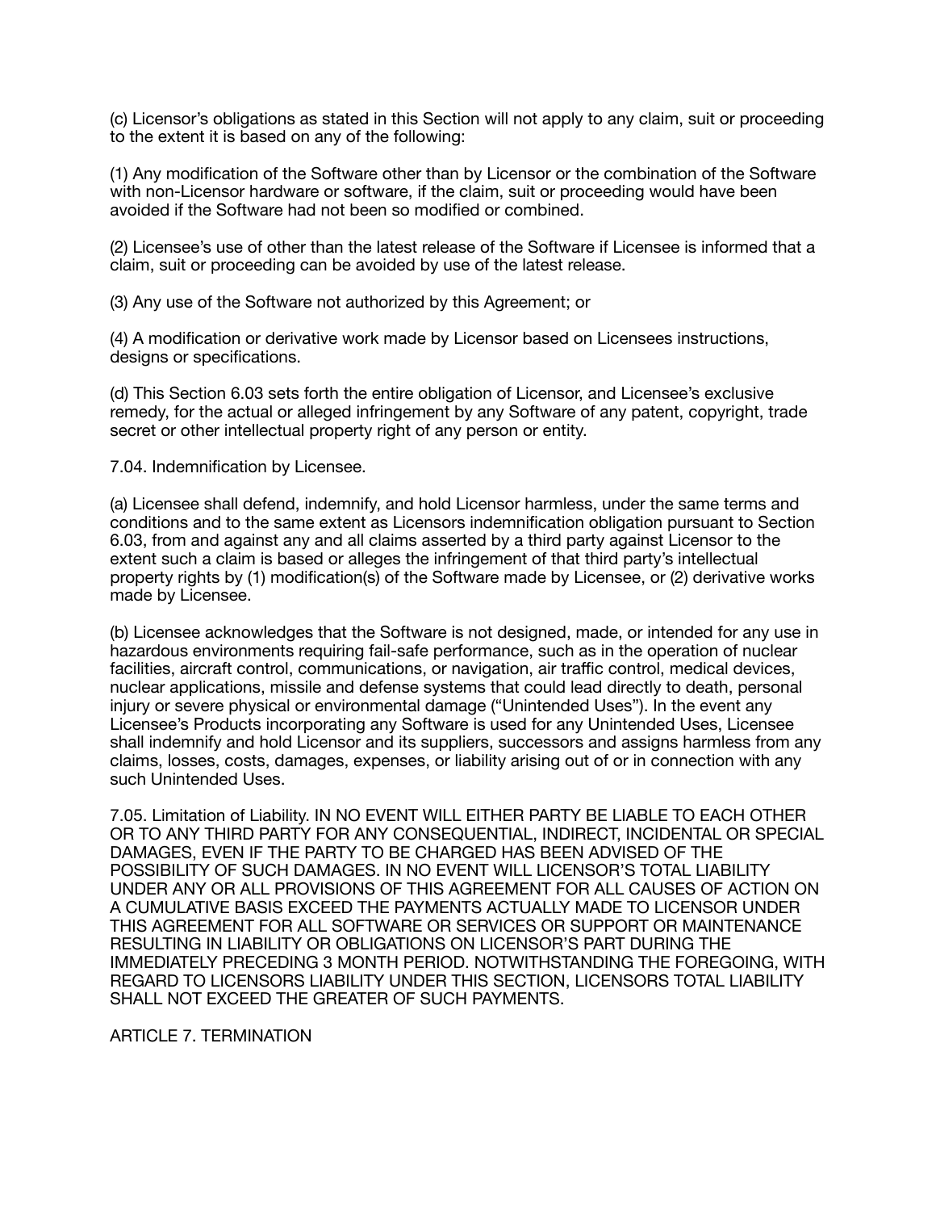(c) Licensor's obligations as stated in this Section will not apply to any claim, suit or proceeding to the extent it is based on any of the following:

(1) Any modification of the Software other than by Licensor or the combination of the Software with non-Licensor hardware or software, if the claim, suit or proceeding would have been avoided if the Software had not been so modified or combined.

(2) Licensee's use of other than the latest release of the Software if Licensee is informed that a claim, suit or proceeding can be avoided by use of the latest release.

(3) Any use of the Software not authorized by this Agreement; or

(4) A modification or derivative work made by Licensor based on Licensees instructions, designs or specifications.

(d) This Section 6.03 sets forth the entire obligation of Licensor, and Licensee's exclusive remedy, for the actual or alleged infringement by any Software of any patent, copyright, trade secret or other intellectual property right of any person or entity.

7.04. Indemnification by Licensee.

(a) Licensee shall defend, indemnify, and hold Licensor harmless, under the same terms and conditions and to the same extent as Licensors indemnification obligation pursuant to Section 6.03, from and against any and all claims asserted by a third party against Licensor to the extent such a claim is based or alleges the infringement of that third party's intellectual property rights by (1) modification(s) of the Software made by Licensee, or (2) derivative works made by Licensee.

(b) Licensee acknowledges that the Software is not designed, made, or intended for any use in hazardous environments requiring fail-safe performance, such as in the operation of nuclear facilities, aircraft control, communications, or navigation, air traffic control, medical devices, nuclear applications, missile and defense systems that could lead directly to death, personal injury or severe physical or environmental damage ("Unintended Uses"). In the event any Licensee's Products incorporating any Software is used for any Unintended Uses, Licensee shall indemnify and hold Licensor and its suppliers, successors and assigns harmless from any claims, losses, costs, damages, expenses, or liability arising out of or in connection with any such Unintended Uses.

7.05. Limitation of Liability. IN NO EVENT WILL EITHER PARTY BE LIABLE TO EACH OTHER OR TO ANY THIRD PARTY FOR ANY CONSEQUENTIAL, INDIRECT, INCIDENTAL OR SPECIAL DAMAGES, EVEN IF THE PARTY TO BE CHARGED HAS BEEN ADVISED OF THE POSSIBILITY OF SUCH DAMAGES. IN NO EVENT WILL LICENSOR'S TOTAL LIABILITY UNDER ANY OR ALL PROVISIONS OF THIS AGREEMENT FOR ALL CAUSES OF ACTION ON A CUMULATIVE BASIS EXCEED THE PAYMENTS ACTUALLY MADE TO LICENSOR UNDER THIS AGREEMENT FOR ALL SOFTWARE OR SERVICES OR SUPPORT OR MAINTENANCE RESULTING IN LIABILITY OR OBLIGATIONS ON LICENSOR'S PART DURING THE IMMEDIATELY PRECEDING 3 MONTH PERIOD. NOTWITHSTANDING THE FOREGOING, WITH REGARD TO LICENSORS LIABILITY UNDER THIS SECTION, LICENSORS TOTAL LIABILITY SHALL NOT EXCEED THE GREATER OF SUCH PAYMENTS.

## ARTICLE 7. TERMINATION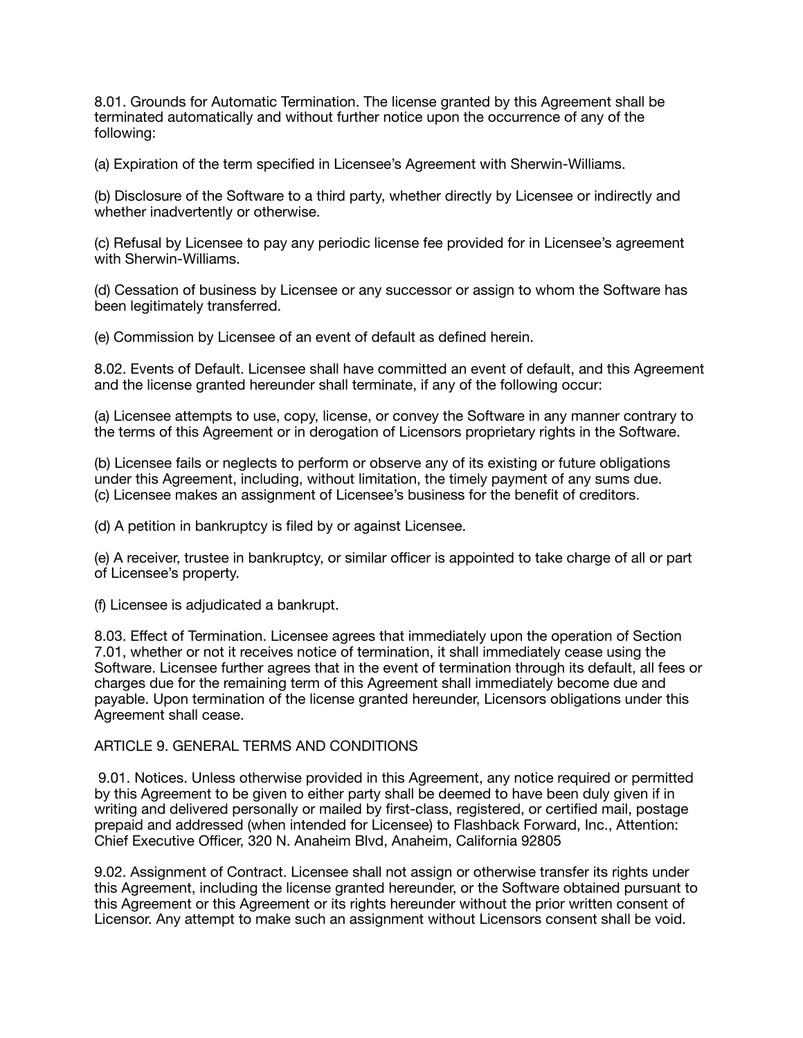8.01. Grounds for Automatic Termination. The license granted by this Agreement shall be terminated automatically and without further notice upon the occurrence of any of the following:

(a) Expiration of the term specified in Licensee's Agreement with Sherwin-Williams.

(b) Disclosure of the Software to a third party, whether directly by Licensee or indirectly and whether inadvertently or otherwise.

(c) Refusal by Licensee to pay any periodic license fee provided for in Licensee's agreement with Sherwin-Williams.

(d) Cessation of business by Licensee or any successor or assign to whom the Software has been legitimately transferred.

(e) Commission by Licensee of an event of default as defined herein.

8.02. Events of Default. Licensee shall have committed an event of default, and this Agreement and the license granted hereunder shall terminate, if any of the following occur:

(a) Licensee attempts to use, copy, license, or convey the Software in any manner contrary to the terms of this Agreement or in derogation of Licensors proprietary rights in the Software.

(b) Licensee fails or neglects to perform or observe any of its existing or future obligations under this Agreement, including, without limitation, the timely payment of any sums due.
(c) Licensee makes an assignment of Licensee's business for the benefit of creditors.

(d) A petition in bankruptcy is filed by or against Licensee.

(e) A receiver, trustee in bankruptcy, or similar officer is appointed to take charge of all or part of Licensee's property.

(f) Licensee is adjudicated a bankrupt.

8.03. Effect of Termination. Licensee agrees that immediately upon the operation of Section 7.01, whether or not it receives notice of termination, it shall immediately cease using the Software. Licensee further agrees that in the event of termination through its default, all fees or charges due for the remaining term of this Agreement shall immediately become due and payable. Upon termination of the license granted hereunder, Licensors obligations under this Agreement shall cease.

ARTICLE 9. GENERAL TERMS AND CONDITIONS

9.01. Notices. Unless otherwise provided in this Agreement, any notice required or permitted by this Agreement to be given to either party shall be deemed to have been duly given if in writing and delivered personally or mailed by first-class, registered, or certified mail, postage prepaid and addressed (when intended for Licensee) to Flashback Forward, Inc., Attention: Chief Executive Officer, 320 N. Anaheim Blvd, Anaheim, California 92805

9.02. Assignment of Contract. Licensee shall not assign or otherwise transfer its rights under this Agreement, including the license granted hereunder, or the Software obtained pursuant to this Agreement or this Agreement or its rights hereunder without the prior written consent of Licensor. Any attempt to make such an assignment without Licensors consent shall be void.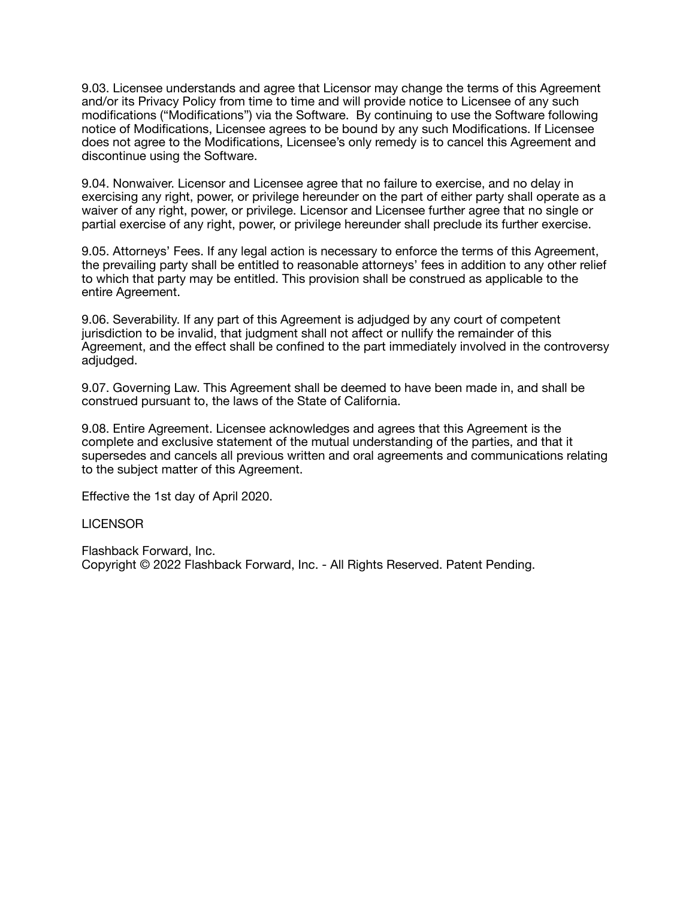9.03. Licensee understands and agree that Licensor may change the terms of this Agreement and/or its Privacy Policy from time to time and will provide notice to Licensee of any such modifications ("Modifications") via the Software. By continuing to use the Software following notice of Modifications, Licensee agrees to be bound by any such Modifications. If Licensee does not agree to the Modifications, Licensee's only remedy is to cancel this Agreement and discontinue using the Software.

9.04. Nonwaiver. Licensor and Licensee agree that no failure to exercise, and no delay in exercising any right, power, or privilege hereunder on the part of either party shall operate as a waiver of any right, power, or privilege. Licensor and Licensee further agree that no single or partial exercise of any right, power, or privilege hereunder shall preclude its further exercise.

9.05. Attorneys' Fees. If any legal action is necessary to enforce the terms of this Agreement, the prevailing party shall be entitled to reasonable attorneys' fees in addition to any other relief to which that party may be entitled. This provision shall be construed as applicable to the entire Agreement.

9.06. Severability. If any part of this Agreement is adjudged by any court of competent jurisdiction to be invalid, that judgment shall not affect or nullify the remainder of this Agreement, and the effect shall be confined to the part immediately involved in the controversy adjudged.

9.07. Governing Law. This Agreement shall be deemed to have been made in, and shall be construed pursuant to, the laws of the State of California.

9.08. Entire Agreement. Licensee acknowledges and agrees that this Agreement is the complete and exclusive statement of the mutual understanding of the parties, and that it supersedes and cancels all previous written and oral agreements and communications relating to the subject matter of this Agreement.

Effective the 1st day of April 2020.

LICENSOR

Flashback Forward, Inc.
Copyright © 2022 Flashback Forward, Inc. - All Rights Reserved. Patent Pending.